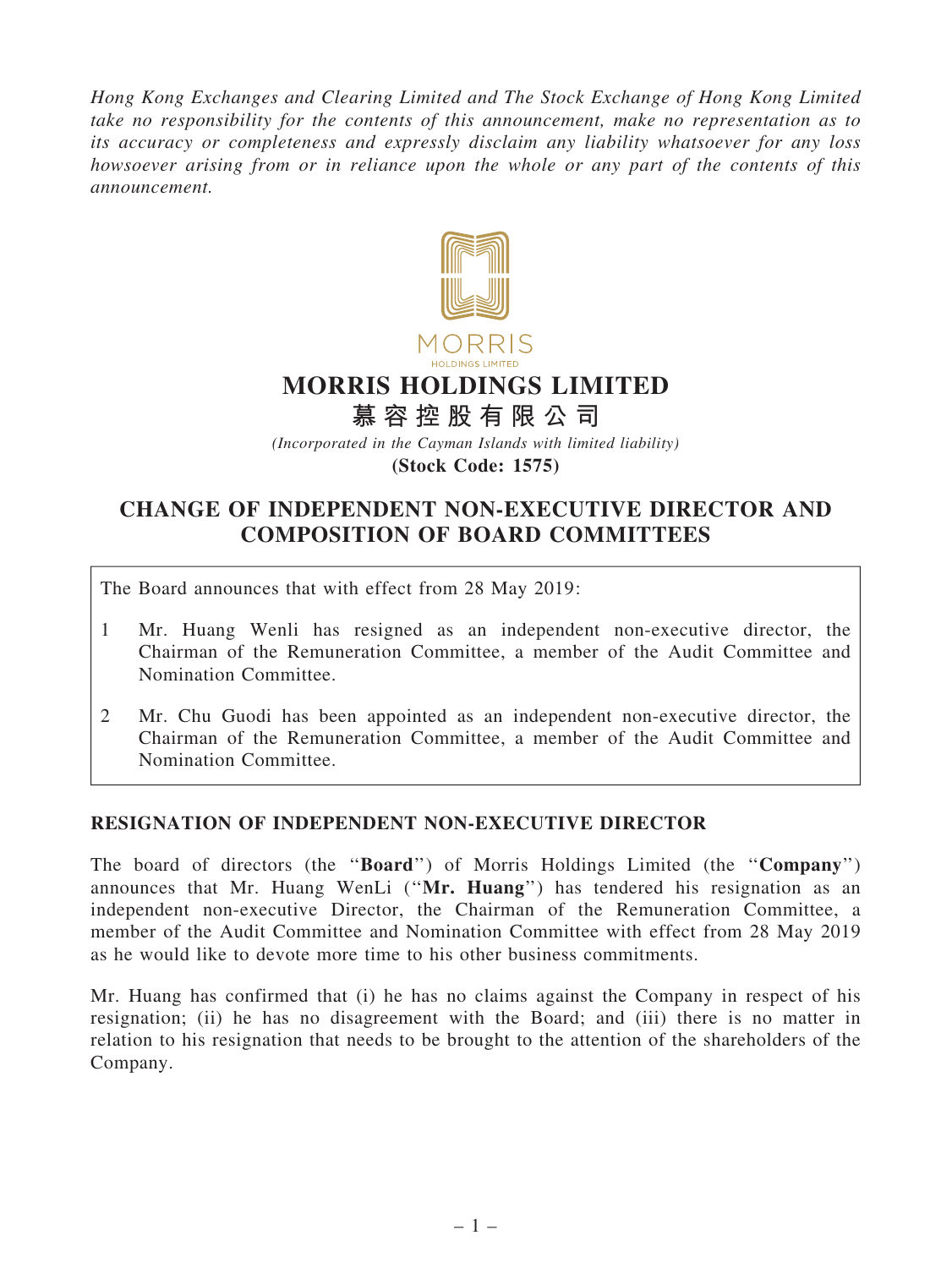*Hong Kong Exchanges and Clearing Limited and The Stock Exchange of Hong Kong Limited take no responsibility for the contents of this announcement, make no representation as to its accuracy or completeness and expressly disclaim any liability whatsoever for any loss howsoever arising from or in reliance upon the whole or any part of the contents of this announcement.*

MORRIS
HOLDINGS LIMITED

# MORRIS HOLDINGS LIMITED
# 慕容控股有限公司

*(Incorporated in the Cayman Islands with limited liability)*

**(Stock Code: 1575)**

## CHANGE OF INDEPENDENT NON-EXECUTIVE DIRECTOR AND COMPOSITION OF BOARD COMMITTEES

The Board announces that with effect from 28 May 2019:

1 Mr. Huang Wenli has resigned as an independent non-executive director, the Chairman of the Remuneration Committee, a member of the Audit Committee and Nomination Committee.

2 Mr. Chu Guodi has been appointed as an independent non-executive director, the Chairman of the Remuneration Committee, a member of the Audit Committee and Nomination Committee.

### RESIGNATION OF INDEPENDENT NON-EXECUTIVE DIRECTOR

The board of directors (the "**Board**") of Morris Holdings Limited (the "**Company**") announces that Mr. Huang WenLi ("**Mr. Huang**") has tendered his resignation as an independent non-executive Director, the Chairman of the Remuneration Committee, a member of the Audit Committee and Nomination Committee with effect from 28 May 2019 as he would like to devote more time to his other business commitments.

Mr. Huang has confirmed that (i) he has no claims against the Company in respect of his resignation; (ii) he has no disagreement with the Board; and (iii) there is no matter in relation to his resignation that needs to be brought to the attention of the shareholders of the Company.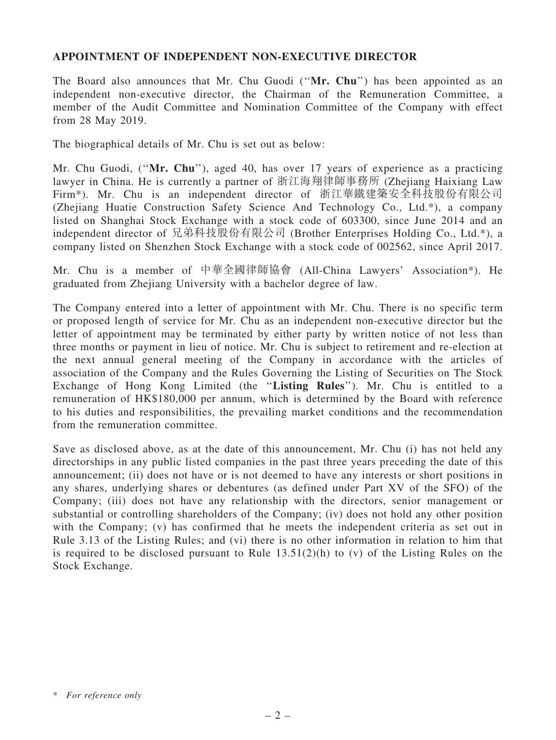## APPOINTMENT OF INDEPENDENT NON-EXECUTIVE DIRECTOR

The Board also announces that Mr. Chu Guodi (''**Mr. Chu**'') has been appointed as an independent non-executive director, the Chairman of the Remuneration Committee, a member of the Audit Committee and Nomination Committee of the Company with effect from 28 May 2019.

The biographical details of Mr. Chu is set out as below:

Mr. Chu Guodi, (''**Mr. Chu**''), aged 40, has over 17 years of experience as a practicing lawyer in China. He is currently a partner of 浙江海翔律師事務所 (Zhejiang Haixiang Law Firm*). Mr. Chu is an independent director of 浙江華鐵建築安全科技股份有限公司 (Zhejiang Huatie Construction Safety Science And Technology Co., Ltd.*), a company listed on Shanghai Stock Exchange with a stock code of 603300, since June 2014 and an independent director of 兄弟科技股份有限公司 (Brother Enterprises Holding Co., Ltd.*), a company listed on Shenzhen Stock Exchange with a stock code of 002562, since April 2017.

Mr. Chu is a member of 中華全國律師協會 (All-China Lawyers' Association*). He graduated from Zhejiang University with a bachelor degree of law.

The Company entered into a letter of appointment with Mr. Chu. There is no specific term or proposed length of service for Mr. Chu as an independent non-executive director but the letter of appointment may be terminated by either party by written notice of not less than three months or payment in lieu of notice. Mr. Chu is subject to retirement and re-election at the next annual general meeting of the Company in accordance with the articles of association of the Company and the Rules Governing the Listing of Securities on The Stock Exchange of Hong Kong Limited (the ''**Listing Rules**''). Mr. Chu is entitled to a remuneration of HK$180,000 per annum, which is determined by the Board with reference to his duties and responsibilities, the prevailing market conditions and the recommendation from the remuneration committee.

Save as disclosed above, as at the date of this announcement, Mr. Chu (i) has not held any directorships in any public listed companies in the past three years preceding the date of this announcement; (ii) does not have or is not deemed to have any interests or short positions in any shares, underlying shares or debentures (as defined under Part XV of the SFO) of the Company; (iii) does not have any relationship with the directors, senior management or substantial or controlling shareholders of the Company; (iv) does not hold any other position with the Company; (v) has confirmed that he meets the independent criteria as set out in Rule 3.13 of the Listing Rules; and (vi) there is no other information in relation to him that is required to be disclosed pursuant to Rule 13.51(2)(h) to (v) of the Listing Rules on the Stock Exchange.

\* *For reference only*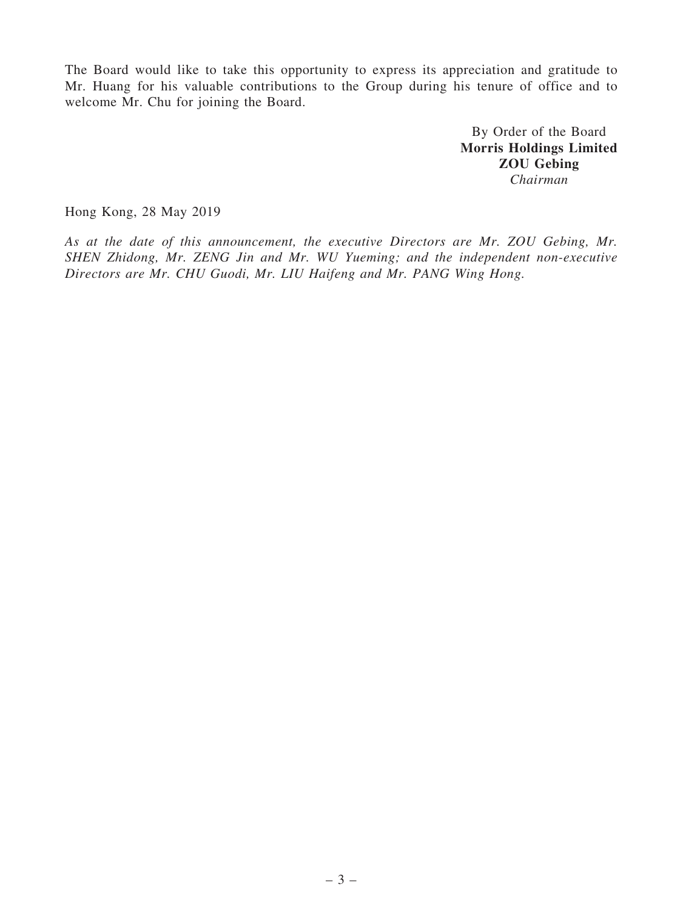The Board would like to take this opportunity to express its appreciation and gratitude to Mr. Huang for his valuable contributions to the Group during his tenure of office and to welcome Mr. Chu for joining the Board.

By Order of the Board
**Morris Holdings Limited**
**ZOU Gebing**
*Chairman*

Hong Kong, 28 May 2019

*As at the date of this announcement, the executive Directors are Mr. ZOU Gebing, Mr. SHEN Zhidong, Mr. ZENG Jin and Mr. WU Yueming; and the independent non-executive Directors are Mr. CHU Guodi, Mr. LIU Haifeng and Mr. PANG Wing Hong.*